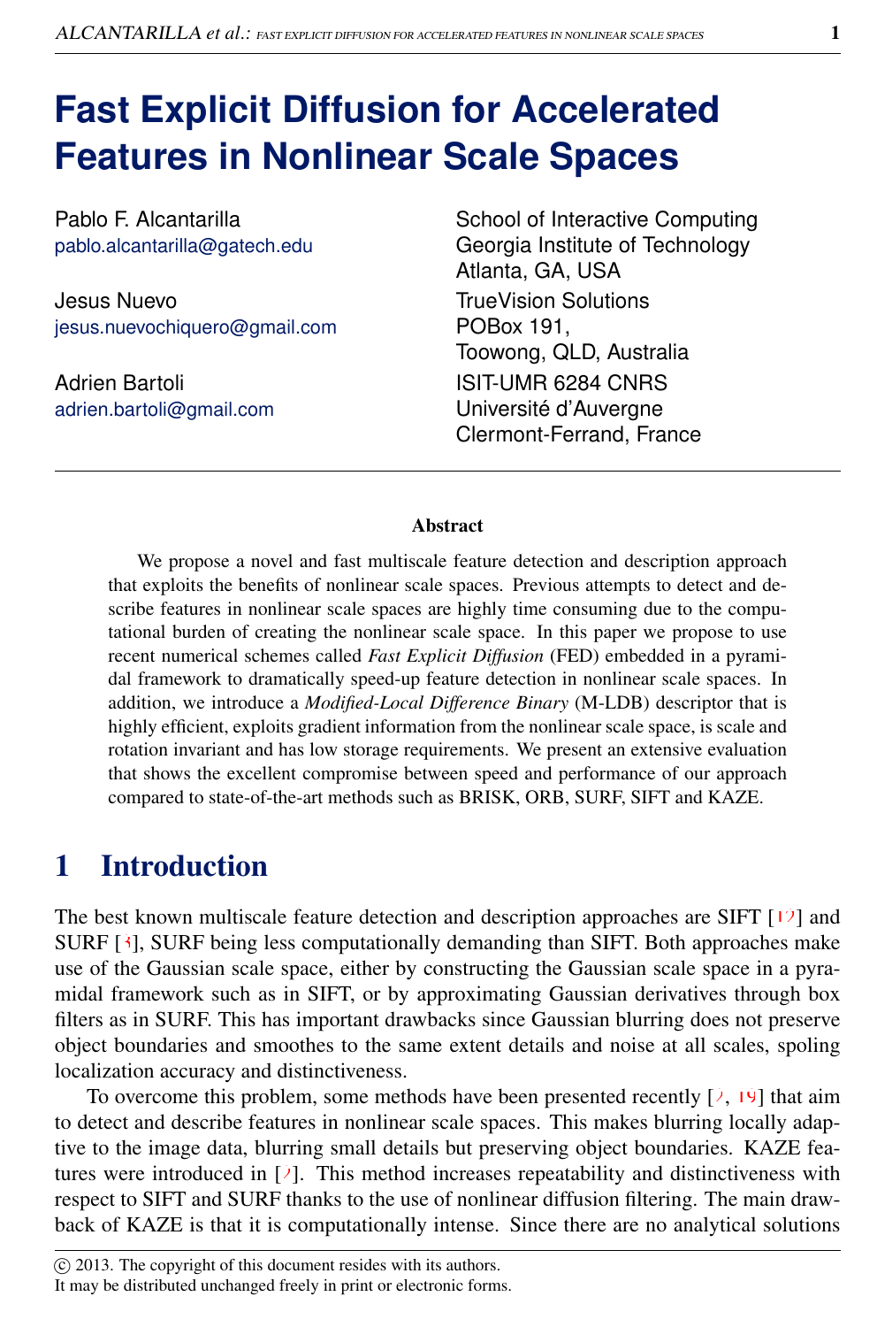# Fast Explicit Diffusion for Accelerated Features in Nonlinear Scale Spaces

Pablo F. Alcantarilla
pablo.alcantarilla@gatech.edu

School of Interactive Computing
Georgia Institute of Technology
Atlanta, GA, USA

Jesus Nuevo
jesus.nuevochiquero@gmail.com

TrueVision Solutions
POBox 191,
Toowong, QLD, Australia

Adrien Bartoli
adrien.bartoli@gmail.com

ISIT-UMR 6284 CNRS
Université d'Auvergne
Clermont-Ferrand, France

### Abstract

We propose a novel and fast multiscale feature detection and description approach that exploits the benefits of nonlinear scale spaces. Previous attempts to detect and describe features in nonlinear scale spaces are highly time consuming due to the computational burden of creating the nonlinear scale space. In this paper we propose to use recent numerical schemes called *Fast Explicit Diffusion* (FED) embedded in a pyramidal framework to dramatically speed-up feature detection in nonlinear scale spaces. In addition, we introduce a *Modified-Local Difference Binary* (M-LDB) descriptor that is highly efficient, exploits gradient information from the nonlinear scale space, is scale and rotation invariant and has low storage requirements. We present an extensive evaluation that shows the excellent compromise between speed and performance of our approach compared to state-of-the-art methods such as BRISK, ORB, SURF, SIFT and KAZE.

## 1 Introduction

The best known multiscale feature detection and description approaches are SIFT [12] and SURF [3], SURF being less computationally demanding than SIFT. Both approaches make use of the Gaussian scale space, either by constructing the Gaussian scale space in a pyramidal framework such as in SIFT, or by approximating Gaussian derivatives through box filters as in SURF. This has important drawbacks since Gaussian blurring does not preserve object boundaries and smoothes to the same extent details and noise at all scales, spoling localization accuracy and distinctiveness.

To overcome this problem, some methods have been presented recently [2, 19] that aim to detect and describe features in nonlinear scale spaces. This makes blurring locally adaptive to the image data, blurring small details but preserving object boundaries. KAZE features were introduced in [2]. This method increases repeatability and distinctiveness with respect to SIFT and SURF thanks to the use of nonlinear diffusion filtering. The main drawback of KAZE is that it is computationally intense. Since there are no analytical solutions

© 2013. The copyright of this document resides with its authors.
It may be distributed unchanged freely in print or electronic forms.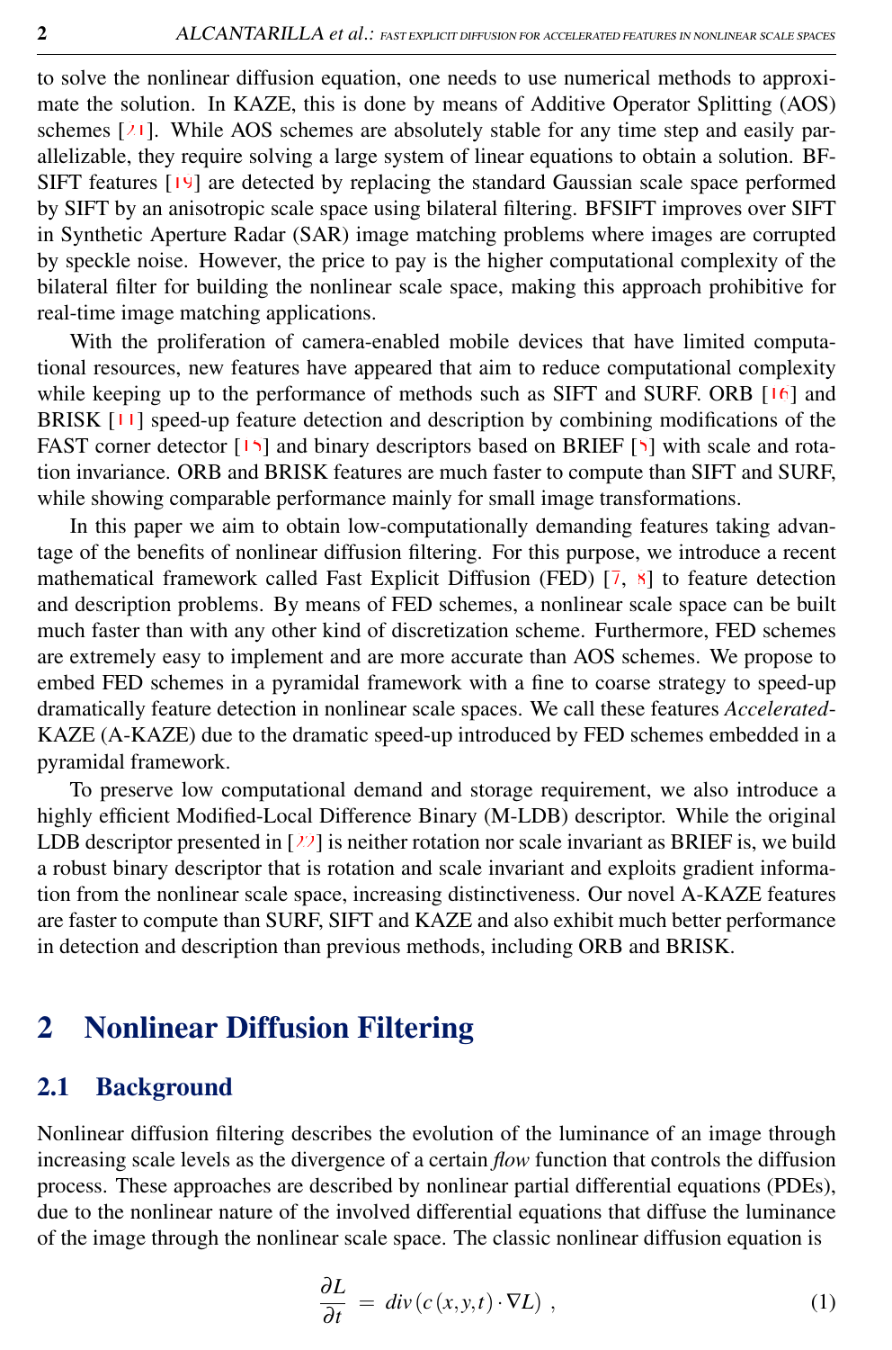to solve the nonlinear diffusion equation, one needs to use numerical methods to approximate the solution. In KAZE, this is done by means of Additive Operator Splitting (AOS) schemes [21]. While AOS schemes are absolutely stable for any time step and easily parallelizable, they require solving a large system of linear equations to obtain a solution. BFSIFT features [19] are detected by replacing the standard Gaussian scale space performed by SIFT by an anisotropic scale space using bilateral filtering. BFSIFT improves over SIFT in Synthetic Aperture Radar (SAR) image matching problems where images are corrupted by speckle noise. However, the price to pay is the higher computational complexity of the bilateral filter for building the nonlinear scale space, making this approach prohibitive for real-time image matching applications.

With the proliferation of camera-enabled mobile devices that have limited computational resources, new features have appeared that aim to reduce computational complexity while keeping up to the performance of methods such as SIFT and SURF. ORB [16] and BRISK [11] speed-up feature detection and description by combining modifications of the FAST corner detector [15] and binary descriptors based on BRIEF [5] with scale and rotation invariance. ORB and BRISK features are much faster to compute than SIFT and SURF, while showing comparable performance mainly for small image transformations.

In this paper we aim to obtain low-computationally demanding features taking advantage of the benefits of nonlinear diffusion filtering. For this purpose, we introduce a recent mathematical framework called Fast Explicit Diffusion (FED) [7, 8] to feature detection and description problems. By means of FED schemes, a nonlinear scale space can be built much faster than with any other kind of discretization scheme. Furthermore, FED schemes are extremely easy to implement and are more accurate than AOS schemes. We propose to embed FED schemes in a pyramidal framework with a fine to coarse strategy to speed-up dramatically feature detection in nonlinear scale spaces. We call these features *Accelerated*-KAZE (A-KAZE) due to the dramatic speed-up introduced by FED schemes embedded in a pyramidal framework.

To preserve low computational demand and storage requirement, we also introduce a highly efficient Modified-Local Difference Binary (M-LDB) descriptor. While the original LDB descriptor presented in [22] is neither rotation nor scale invariant as BRIEF is, we build a robust binary descriptor that is rotation and scale invariant and exploits gradient information from the nonlinear scale space, increasing distinctiveness. Our novel A-KAZE features are faster to compute than SURF, SIFT and KAZE and also exhibit much better performance in detection and description than previous methods, including ORB and BRISK.

# 2 Nonlinear Diffusion Filtering

## 2.1 Background

Nonlinear diffusion filtering describes the evolution of the luminance of an image through increasing scale levels as the divergence of a certain *flow* function that controls the diffusion process. These approaches are described by nonlinear partial differential equations (PDEs), due to the nonlinear nature of the involved differential equations that diffuse the luminance of the image through the nonlinear scale space. The classic nonlinear diffusion equation is

$$\frac{\partial L}{\partial t} = div\left(c\left(x,y,t\right) \cdot \nabla L\right) , \tag{1}$$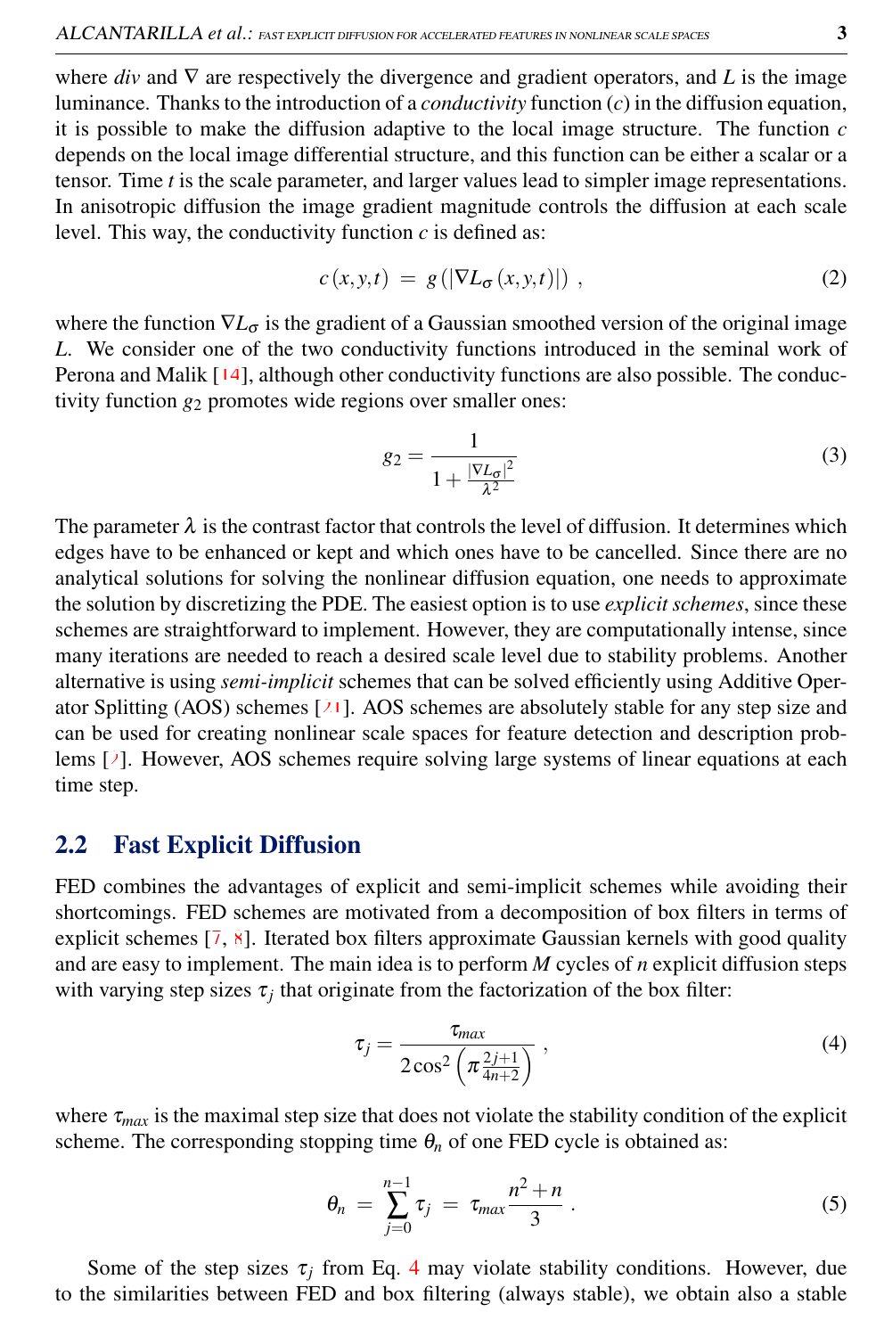where *div* and $\nabla$ are respectively the divergence and gradient operators, and $L$ is the image luminance. Thanks to the introduction of a *conductivity* function ($c$) in the diffusion equation, it is possible to make the diffusion adaptive to the local image structure. The function $c$ depends on the local image differential structure, and this function can be either a scalar or a tensor. Time $t$ is the scale parameter, and larger values lead to simpler image representations. In anisotropic diffusion the image gradient magnitude controls the diffusion at each scale level. This way, the conductivity function $c$ is defined as:

$$c(x,y,t) = g\left(|\nabla L_\sigma(x,y,t)|\right) , \tag{2}$$

where the function $\nabla L_\sigma$ is the gradient of a Gaussian smoothed version of the original image $L$. We consider one of the two conductivity functions introduced in the seminal work of Perona and Malik [14], although other conductivity functions are also possible. The conductivity function $g_2$ promotes wide regions over smaller ones:

$$g_2 = \frac{1}{1 + \frac{|\nabla L_\sigma|^2}{\lambda^2}} \tag{3}$$

The parameter $\lambda$ is the contrast factor that controls the level of diffusion. It determines which edges have to be enhanced or kept and which ones have to be cancelled. Since there are no analytical solutions for solving the nonlinear diffusion equation, one needs to approximate the solution by discretizing the PDE. The easiest option is to use *explicit schemes*, since these schemes are straightforward to implement. However, they are computationally intense, since many iterations are needed to reach a desired scale level due to stability problems. Another alternative is using *semi-implicit* schemes that can be solved efficiently using Additive Operator Splitting (AOS) schemes [21]. AOS schemes are absolutely stable for any step size and can be used for creating nonlinear scale spaces for feature detection and description problems [2]. However, AOS schemes require solving large systems of linear equations at each time step.

## 2.2 Fast Explicit Diffusion

FED combines the advantages of explicit and semi-implicit schemes while avoiding their shortcomings. FED schemes are motivated from a decomposition of box filters in terms of explicit schemes [7, 8]. Iterated box filters approximate Gaussian kernels with good quality and are easy to implement. The main idea is to perform $M$ cycles of $n$ explicit diffusion steps with varying step sizes $\tau_j$ that originate from the factorization of the box filter:

$$\tau_j = \frac{\tau_{max}}{2\cos^2\left(\pi \frac{2j+1}{4n+2}\right)} , \tag{4}$$

where $\tau_{max}$ is the maximal step size that does not violate the stability condition of the explicit scheme. The corresponding stopping time $\theta_n$ of one FED cycle is obtained as:

$$\theta_n = \sum_{j=0}^{n-1} \tau_j = \tau_{max} \frac{n^2 + n}{3} . \tag{5}$$

Some of the step sizes $\tau_j$ from Eq. 4 may violate stability conditions. However, due to the similarities between FED and box filtering (always stable), we obtain also a stable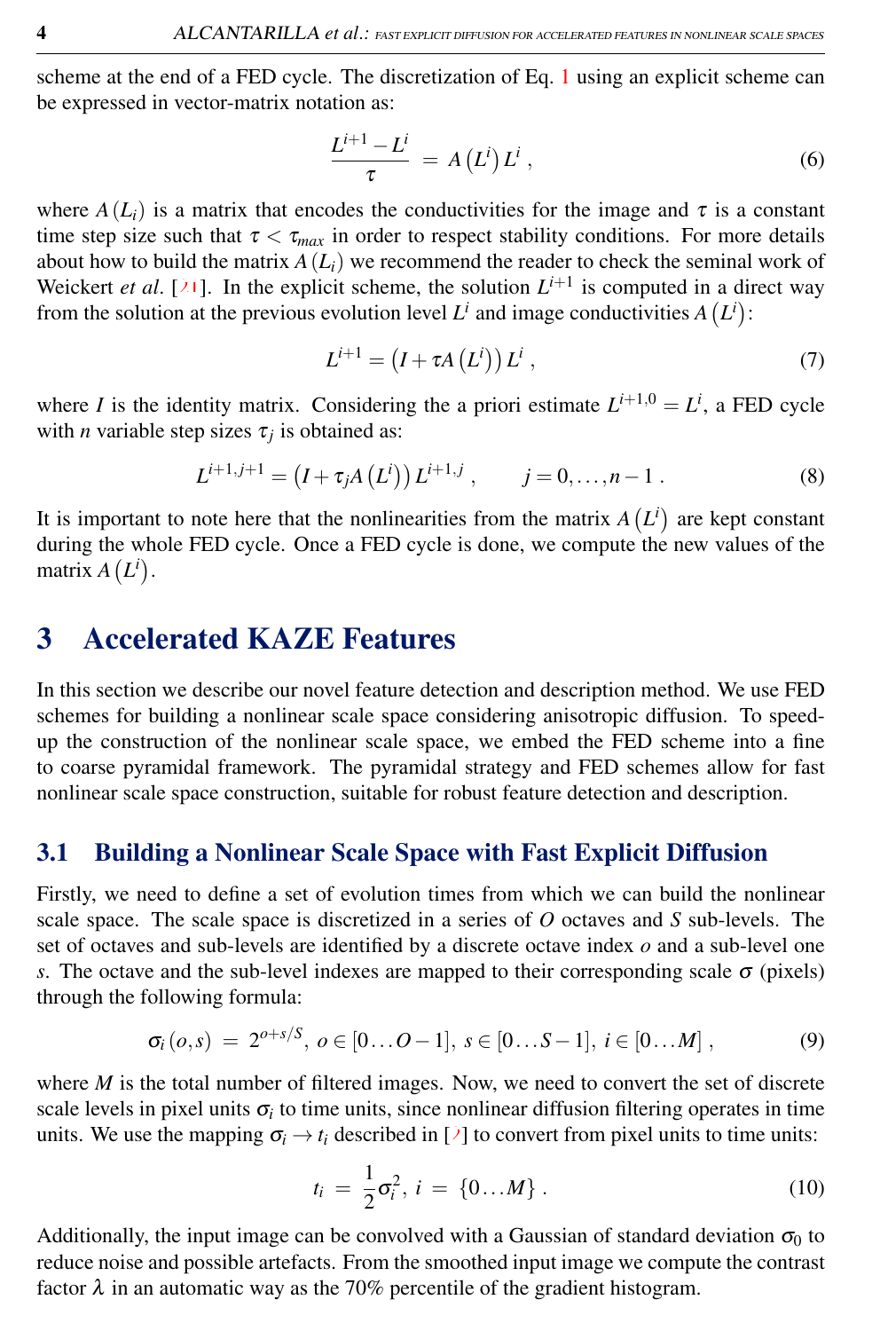scheme at the end of a FED cycle. The discretization of Eq. 1 using an explicit scheme can be expressed in vector-matrix notation as:

$$\frac{L^{i+1} - L^{i}}{\tau} = A\left(L^{i}\right) L^{i} , \tag{6}$$

where $A(L_i)$ is a matrix that encodes the conductivities for the image and $\tau$ is a constant time step size such that $\tau < \tau_{max}$ in order to respect stability conditions. For more details about how to build the matrix $A(L_i)$ we recommend the reader to check the seminal work of Weickert *et al*. [21]. In the explicit scheme, the solution $L^{i+1}$ is computed in a direct way from the solution at the previous evolution level $L^i$ and image conductivities $A\left(L^i\right)$:

$$L^{i+1} = \left(I + \tau A\left(L^{i}\right)\right) L^{i} , \tag{7}$$

where $I$ is the identity matrix. Considering the a priori estimate $L^{i+1,0} = L^i$, a FED cycle with $n$ variable step sizes $\tau_j$ is obtained as:

$$L^{i+1,j+1} = \left(I + \tau_j A\left(L^{i}\right)\right) L^{i+1,j} , \qquad j = 0, \ldots, n-1 . \tag{8}$$

It is important to note here that the nonlinearities from the matrix $A\left(L^i\right)$ are kept constant during the whole FED cycle. Once a FED cycle is done, we compute the new values of the matrix $A\left(L^i\right)$.

# 3 Accelerated KAZE Features

In this section we describe our novel feature detection and description method. We use FED schemes for building a nonlinear scale space considering anisotropic diffusion. To speed-up the construction of the nonlinear scale space, we embed the FED scheme into a fine to coarse pyramidal framework. The pyramidal strategy and FED schemes allow for fast nonlinear scale space construction, suitable for robust feature detection and description.

## 3.1 Building a Nonlinear Scale Space with Fast Explicit Diffusion

Firstly, we need to define a set of evolution times from which we can build the nonlinear scale space. The scale space is discretized in a series of $O$ octaves and $S$ sub-levels. The set of octaves and sub-levels are identified by a discrete octave index $o$ and a sub-level one $s$. The octave and the sub-level indexes are mapped to their corresponding scale $\sigma$ (pixels) through the following formula:

$$\sigma_i\left(o,s\right) = 2^{o+s/S},\ o \in [0 \ldots O-1],\ s \in [0 \ldots S-1],\ i \in [0 \ldots M] , \tag{9}$$

where $M$ is the total number of filtered images. Now, we need to convert the set of discrete scale levels in pixel units $\sigma_i$ to time units, since nonlinear diffusion filtering operates in time units. We use the mapping $\sigma_i \rightarrow t_i$ described in [7] to convert from pixel units to time units:

$$t_i = \frac{1}{2}\sigma_i^2,\ i = \{0 \ldots M\} . \tag{10}$$

Additionally, the input image can be convolved with a Gaussian of standard deviation $\sigma_0$ to reduce noise and possible artefacts. From the smoothed input image we compute the contrast factor $\lambda$ in an automatic way as the 70% percentile of the gradient histogram.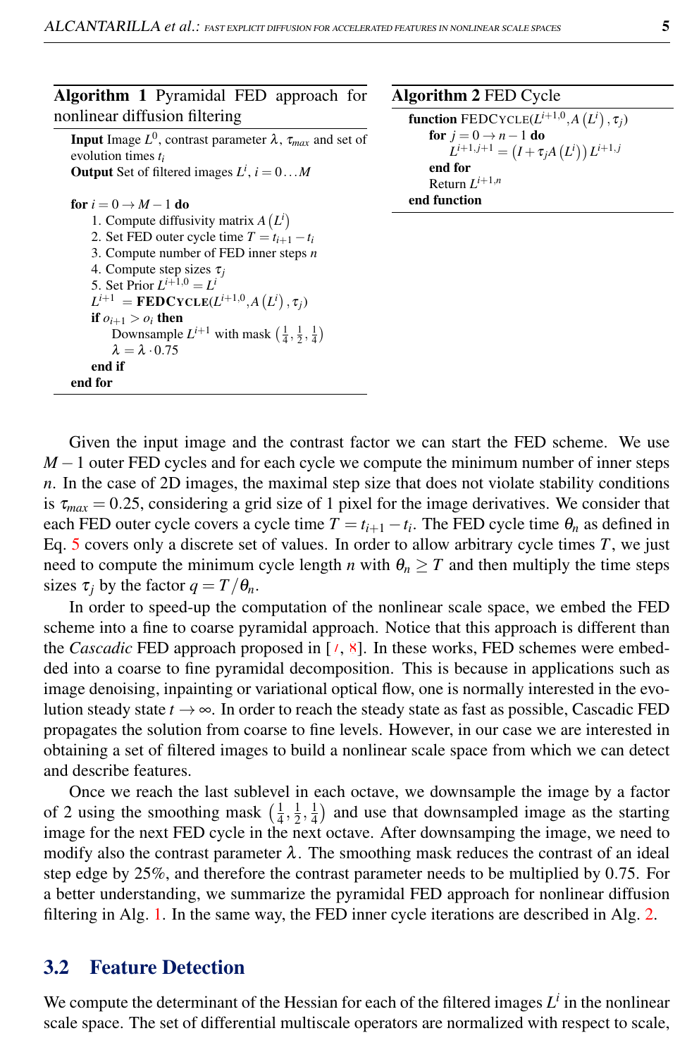**Algorithm 1** Pyramidal FED approach for nonlinear diffusion filtering

```
Input Image L^0, contrast parameter λ, τ_max and set of evolution times t_i
Output Set of filtered images L^i, i = 0...M

for i = 0 → M − 1 do
    1. Compute diffusivity matrix A(L^i)
    2. Set FED outer cycle time T = t_{i+1} − t_i
    3. Compute number of FED inner steps n
    4. Compute step sizes τ_j
    5. Set Prior L^{i+1,0} = L^i
    L^{i+1} = FEDCycle(L^{i+1,0}, A(L^i), τ_j)
    if o_{i+1} > o_i then
        Downsample L^{i+1} with mask (1/4, 1/2, 1/4)
        λ = λ · 0.75
    end if
end for
```

**Algorithm 2** FED Cycle

```
function FEDCycle(L^{i+1,0}, A(L^i), τ_j)
    for j = 0 → n − 1 do
        L^{i+1,j+1} = (I + τ_j A(L^i)) L^{i+1,j}
    end for
    Return L^{i+1,n}
end function
```

Given the input image and the contrast factor we can start the FED scheme. We use $M-1$ outer FED cycles and for each cycle we compute the minimum number of inner steps $n$. In the case of 2D images, the maximal step size that does not violate stability conditions is $\tau_{max} = 0.25$, considering a grid size of 1 pixel for the image derivatives. We consider that each FED outer cycle covers a cycle time $T = t_{i+1} - t_i$. The FED cycle time $\theta_n$ as defined in Eq. 5 covers only a discrete set of values. In order to allow arbitrary cycle times $T$, we just need to compute the minimum cycle length $n$ with $\theta_n \geq T$ and then multiply the time steps sizes $\tau_j$ by the factor $q = T/\theta_n$.

In order to speed-up the computation of the nonlinear scale space, we embed the FED scheme into a fine to coarse pyramidal approach. Notice that this approach is different than the *Cascadic* FED approach proposed in [7, 8]. In these works, FED schemes were embedded into a coarse to fine pyramidal decomposition. This is because in applications such as image denoising, inpainting or variational optical flow, one is normally interested in the evolution steady state $t \rightarrow \infty$. In order to reach the steady state as fast as possible, Cascadic FED propagates the solution from coarse to fine levels. However, in our case we are interested in obtaining a set of filtered images to build a nonlinear scale space from which we can detect and describe features.

Once we reach the last sublevel in each octave, we downsample the image by a factor of 2 using the smoothing mask $\left(\frac{1}{4}, \frac{1}{2}, \frac{1}{4}\right)$ and use that downsampled image as the starting image for the next FED cycle in the next octave. After downsamping the image, we need to modify also the contrast parameter $\lambda$. The smoothing mask reduces the contrast of an ideal step edge by 25%, and therefore the contrast parameter needs to be multiplied by 0.75. For a better understanding, we summarize the pyramidal FED approach for nonlinear diffusion filtering in Alg. 1. In the same way, the FED inner cycle iterations are described in Alg. 2.

## 3.2 Feature Detection

We compute the determinant of the Hessian for each of the filtered images $L^i$ in the nonlinear scale space. The set of differential multiscale operators are normalized with respect to scale,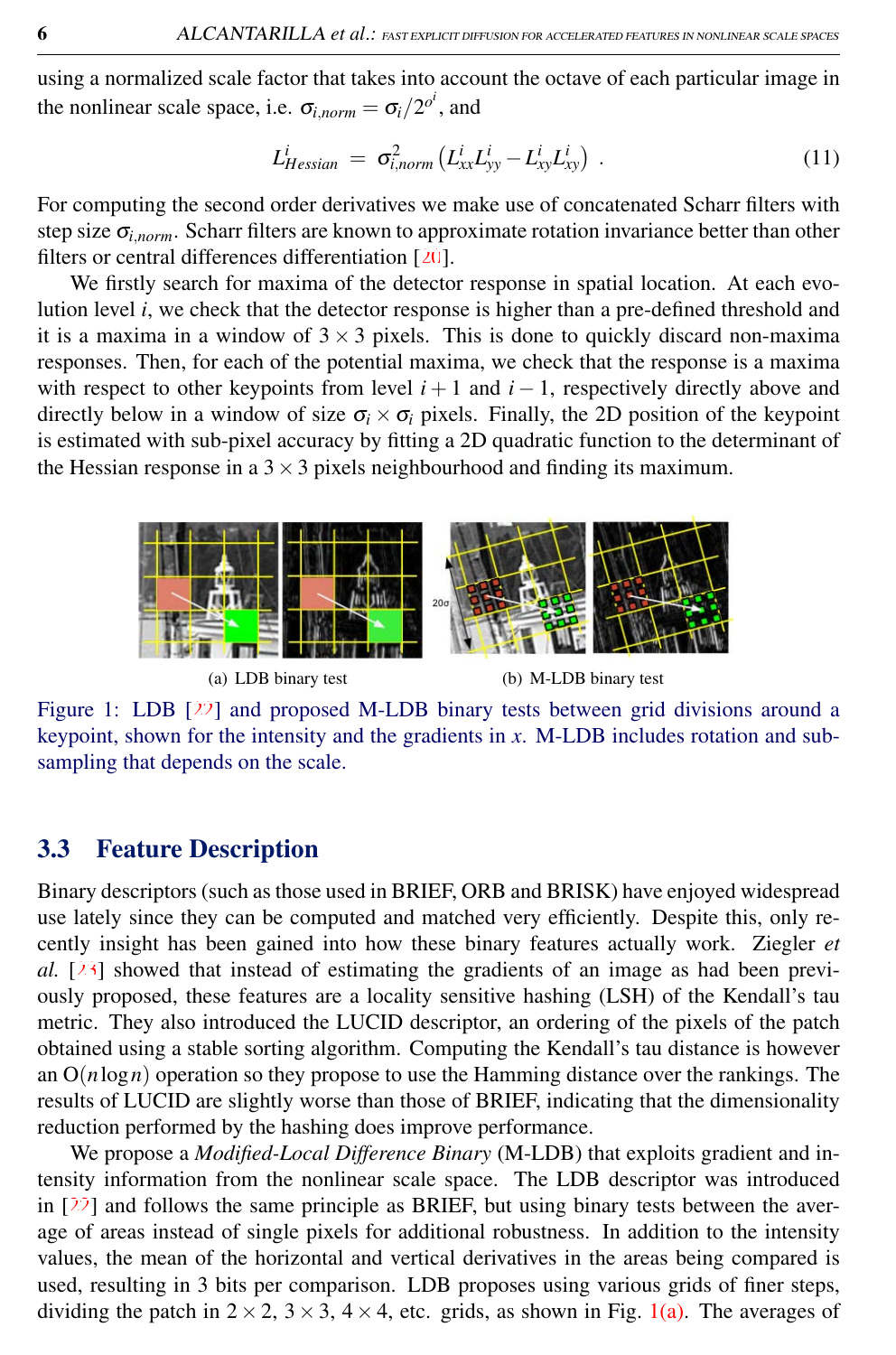using a normalized scale factor that takes into account the octave of each particular image in the nonlinear scale space, i.e. $\sigma_{i,norm} = \sigma_i / 2^{o^i}$, and

$$L^i_{Hessian} = \sigma^2_{i,norm} \left( L^i_{xx} L^i_{yy} - L^i_{xy} L^i_{xy} \right) . \tag{11}$$

For computing the second order derivatives we make use of concatenated Scharr filters with step size $\sigma_{i,norm}$. Scharr filters are known to approximate rotation invariance better than other filters or central differences differentiation [20].

We firstly search for maxima of the detector response in spatial location. At each evolution level $i$, we check that the detector response is higher than a pre-defined threshold and it is a maxima in a window of $3 \times 3$ pixels. This is done to quickly discard non-maxima responses. Then, for each of the potential maxima, we check that the response is a maxima with respect to other keypoints from level $i+1$ and $i-1$, respectively directly above and directly below in a window of size $\sigma_i \times \sigma_i$ pixels. Finally, the 2D position of the keypoint is estimated with sub-pixel accuracy by fitting a 2D quadratic function to the determinant of the Hessian response in a $3 \times 3$ pixels neighbourhood and finding its maximum.

(a) LDB binary test

20σ

(b) M-LDB binary test

Figure 1: LDB [22] and proposed M-LDB binary tests between grid divisions around a keypoint, shown for the intensity and the gradients in $x$. M-LDB includes rotation and subsampling that depends on the scale.

## 3.3 Feature Description

Binary descriptors (such as those used in BRIEF, ORB and BRISK) have enjoyed widespread use lately since they can be computed and matched very efficiently. Despite this, only recently insight has been gained into how these binary features actually work. Ziegler *et al.* [23] showed that instead of estimating the gradients of an image as had been previously proposed, these features are a locality sensitive hashing (LSH) of the Kendall's tau metric. They also introduced the LUCID descriptor, an ordering of the pixels of the patch obtained using a stable sorting algorithm. Computing the Kendall's tau distance is however an $O(n \log n)$ operation so they propose to use the Hamming distance over the rankings. The results of LUCID are slightly worse than those of BRIEF, indicating that the dimensionality reduction performed by the hashing does improve performance.

We propose a *Modified-Local Difference Binary* (M-LDB) that exploits gradient and intensity information from the nonlinear scale space. The LDB descriptor was introduced in [22] and follows the same principle as BRIEF, but using binary tests between the average of areas instead of single pixels for additional robustness. In addition to the intensity values, the mean of the horizontal and vertical derivatives in the areas being compared is used, resulting in 3 bits per comparison. LDB proposes using various grids of finer steps, dividing the patch in $2 \times 2$, $3 \times 3$, $4 \times 4$, etc. grids, as shown in Fig. 1(a). The averages of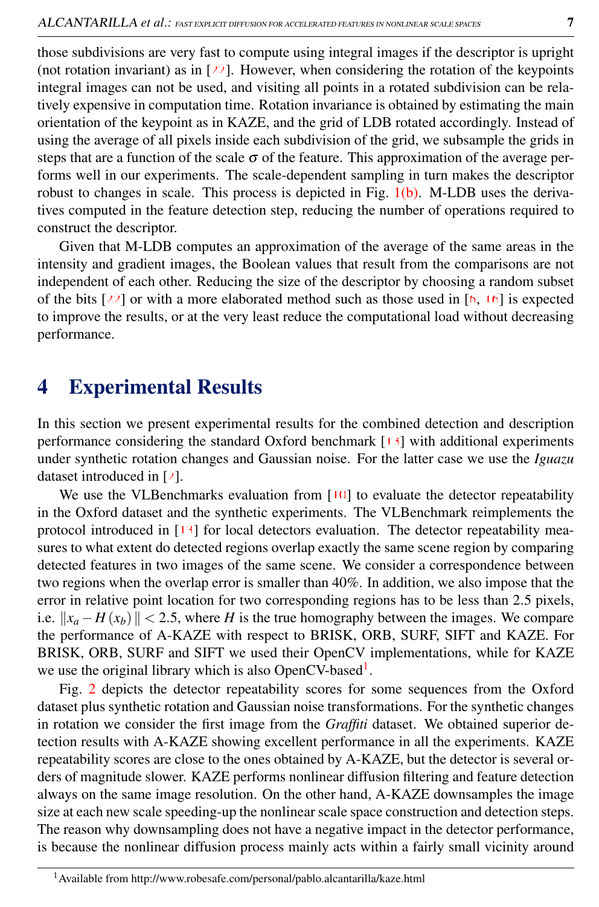those subdivisions are very fast to compute using integral images if the descriptor is upright (not rotation invariant) as in [22]. However, when considering the rotation of the keypoints integral images can not be used, and visiting all points in a rotated subdivision can be relatively expensive in computation time. Rotation invariance is obtained by estimating the main orientation of the keypoint as in KAZE, and the grid of LDB rotated accordingly. Instead of using the average of all pixels inside each subdivision of the grid, we subsample the grids in steps that are a function of the scale $\sigma$ of the feature. This approximation of the average performs well in our experiments. The scale-dependent sampling in turn makes the descriptor robust to changes in scale. This process is depicted in Fig. 1(b). M-LDB uses the derivatives computed in the feature detection step, reducing the number of operations required to construct the descriptor.

Given that M-LDB computes an approximation of the average of the same areas in the intensity and gradient images, the Boolean values that result from the comparisons are not independent of each other. Reducing the size of the descriptor by choosing a random subset of the bits [22] or with a more elaborated method such as those used in [5, 16] is expected to improve the results, or at the very least reduce the computational load without decreasing performance.

# 4 Experimental Results

In this section we present experimental results for the combined detection and description performance considering the standard Oxford benchmark [13] with additional experiments under synthetic rotation changes and Gaussian noise. For the latter case we use the *Iguazu* dataset introduced in [2].

We use the VLBenchmarks evaluation from [10] to evaluate the detector repeatability in the Oxford dataset and the synthetic experiments. The VLBenchmark reimplements the protocol introduced in [13] for local detectors evaluation. The detector repeatability measures to what extent do detected regions overlap exactly the same scene region by comparing detected features in two images of the same scene. We consider a correspondence between two regions when the overlap error is smaller than 40%. In addition, we also impose that the error in relative point location for two corresponding regions has to be less than 2.5 pixels, i.e. $\|x_a - H(x_b)\| < 2.5$, where $H$ is the true homography between the images. We compare the performance of A-KAZE with respect to BRISK, ORB, SURF, SIFT and KAZE. For BRISK, ORB, SURF and SIFT we used their OpenCV implementations, while for KAZE we use the original library which is also OpenCV-based[1].

Fig. 2 depicts the detector repeatability scores for some sequences from the Oxford dataset plus synthetic rotation and Gaussian noise transformations. For the synthetic changes in rotation we consider the first image from the *Graffiti* dataset. We obtained superior detection results with A-KAZE showing excellent performance in all the experiments. KAZE repeatability scores are close to the ones obtained by A-KAZE, but the detector is several orders of magnitude slower. KAZE performs nonlinear diffusion filtering and feature detection always on the same image resolution. On the other hand, A-KAZE downsamples the image size at each new scale speeding-up the nonlinear scale space construction and detection steps. The reason why downsampling does not have a negative impact in the detector performance, is because the nonlinear diffusion process mainly acts within a fairly small vicinity around

[1] Available from http://www.robesafe.com/personal/pablo.alcantarilla/kaze.html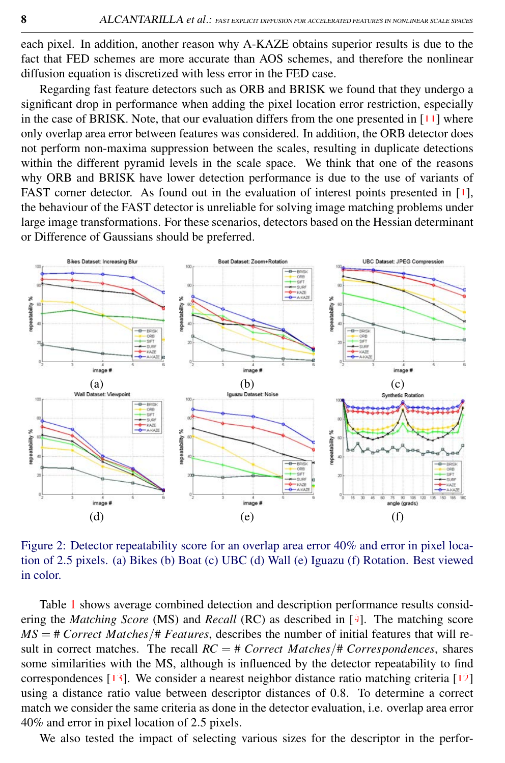each pixel. In addition, another reason why A-KAZE obtains superior results is due to the fact that FED schemes are more accurate than AOS schemes, and therefore the nonlinear diffusion equation is discretized with less error in the FED case.

Regarding fast feature detectors such as ORB and BRISK we found that they undergo a significant drop in performance when adding the pixel location error restriction, especially in the case of BRISK. Note, that our evaluation differs from the one presented in [11] where only overlap area error between features was considered. In addition, the ORB detector does not perform non-maxima suppression between the scales, resulting in duplicate detections within the different pyramid levels in the scale space. We think that one of the reasons why ORB and BRISK have lower detection performance is due to the use of variants of FAST corner detector. As found out in the evaluation of interest points presented in [1], the behaviour of the FAST detector is unreliable for solving image matching problems under large image transformations. For these scenarios, detectors based on the Hessian determinant or Difference of Gaussians should be preferred.

Bikes Dataset: Increasing Blur
repeatability %
image #
BRISK
ORB
SIFT
SURF
KAZE
A-KAZE

(a)

Boat Dataset: Zoom+Rotation
repeatability %
image #
BRISK
ORB
SIFT
SURF
KAZE
A-KAZE

(b)

UBC Dataset: JPEG Compression
repeatability %
image #
BRISK
ORB
SIFT
SURF
KAZE
A-KAZE

(c)

Wall Dataset: Viewpoint
repeatability %
image #
BRISK
ORB
SIFT
SURF
KAZE
A-KAZE

(d)

Iguazu Dataset: Noise
repeatability %
image #
BRISK
ORB
SIFT
SURF
KAZE
A-KAZE

(e)

Synthetic Rotation
repeatability %
angle (grads)
BRISK
ORB
SIFT
SURF
KAZE
A-KAZE

(f)

Figure 2: Detector repeatability score for an overlap area error 40% and error in pixel location of 2.5 pixels. (a) Bikes (b) Boat (c) UBC (d) Wall (e) Iguazu (f) Rotation. Best viewed in color.

Table 1 shows average combined detection and description performance results considering the *Matching Score* (MS) and *Recall* (RC) as described in [9]. The matching score *MS* = # *Correct Matches*/# *Features*, describes the number of initial features that will result in correct matches. The recall *RC* = # *Correct Matches*/# *Correspondences*, shares some similarities with the MS, although is influenced by the detector repeatability to find correspondences [13]. We consider a nearest neighbor distance ratio matching criteria [12] using a distance ratio value between descriptor distances of 0.8. To determine a correct match we consider the same criteria as done in the detector evaluation, i.e. overlap area error 40% and error in pixel location of 2.5 pixels.

We also tested the impact of selecting various sizes for the descriptor in the perfor-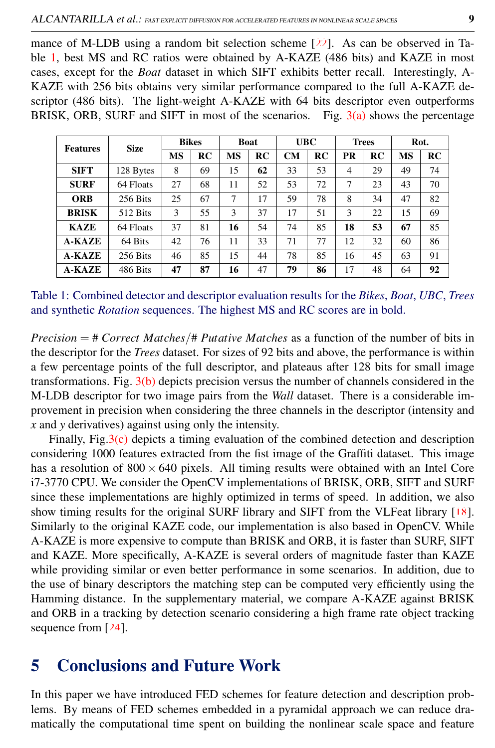mance of M-LDB using a random bit selection scheme [22]. As can be observed in Table 1, best MS and RC ratios were obtained by A-KAZE (486 bits) and KAZE in most cases, except for the *Boat* dataset in which SIFT exhibits better recall. Interestingly, A-KAZE with 256 bits obtains very similar performance compared to the full A-KAZE descriptor (486 bits). The light-weight A-KAZE with 64 bits descriptor even outperforms BRISK, ORB, SURF and SIFT in most of the scenarios. Fig. 3(a) shows the percentage

| Features | Size | Bikes | | Boat | | UBC | | Trees | | Rot. | |
|---|---|---|---|---|---|---|---|---|---|---|---|
| | | MS | RC | MS | RC | CM | RC | PR | RC | MS | RC |
| **SIFT** | 128 Bytes | 8 | 69 | 15 | **62** | 33 | 53 | 4 | 29 | 49 | 74 |
| **SURF** | 64 Floats | 27 | 68 | 11 | 52 | 53 | 72 | 7 | 23 | 43 | 70 |
| **ORB** | 256 Bits | 25 | 67 | 7 | 17 | 59 | 78 | 8 | 34 | 47 | 82 |
| **BRISK** | 512 Bits | 3 | 55 | 3 | 37 | 17 | 51 | 3 | 22 | 15 | 69 |
| **KAZE** | 64 Floats | 37 | 81 | **16** | 54 | 74 | 85 | **18** | **53** | **67** | 85 |
| **A-KAZE** | 64 Bits | 42 | 76 | 11 | 33 | 71 | 77 | 12 | 32 | 60 | 86 |
| **A-KAZE** | 256 Bits | 46 | 85 | 15 | 44 | 78 | 85 | 16 | 45 | 63 | 91 |
| **A-KAZE** | 486 Bits | **47** | **87** | **16** | 47 | **79** | **86** | 17 | 48 | 64 | **92** |

Table 1: Combined detector and descriptor evaluation results for the *Bikes*, *Boat*, *UBC*, *Trees* and synthetic *Rotation* sequences. The highest MS and RC scores are in bold.

*Precision* = # *Correct Matches*/# *Putative Matches* as a function of the number of bits in the descriptor for the *Trees* dataset. For sizes of 92 bits and above, the performance is within a few percentage points of the full descriptor, and plateaus after 128 bits for small image transformations. Fig. 3(b) depicts precision versus the number of channels considered in the M-LDB descriptor for two image pairs from the *Wall* dataset. There is a considerable improvement in precision when considering the three channels in the descriptor (intensity and $x$ and $y$ derivatives) against using only the intensity.

Finally, Fig.3(c) depicts a timing evaluation of the combined detection and description considering 1000 features extracted from the fist image of the Graffiti dataset. This image has a resolution of $800 \times 640$ pixels. All timing results were obtained with an Intel Core i7-3770 CPU. We consider the OpenCV implementations of BRISK, ORB, SIFT and SURF since these implementations are highly optimized in terms of speed. In addition, we also show timing results for the original SURF library and SIFT from the VLFeat library [18]. Similarly to the original KAZE code, our implementation is also based in OpenCV. While A-KAZE is more expensive to compute than BRISK and ORB, it is faster than SURF, SIFT and KAZE. More specifically, A-KAZE is several orders of magnitude faster than KAZE while providing similar or even better performance in some scenarios. In addition, due to the use of binary descriptors the matching step can be computed very efficiently using the Hamming distance. In the supplementary material, we compare A-KAZE against BRISK and ORB in a tracking by detection scenario considering a high frame rate object tracking sequence from [24].

# 5 Conclusions and Future Work

In this paper we have introduced FED schemes for feature detection and description problems. By means of FED schemes embedded in a pyramidal approach we can reduce dramatically the computational time spent on building the nonlinear scale space and feature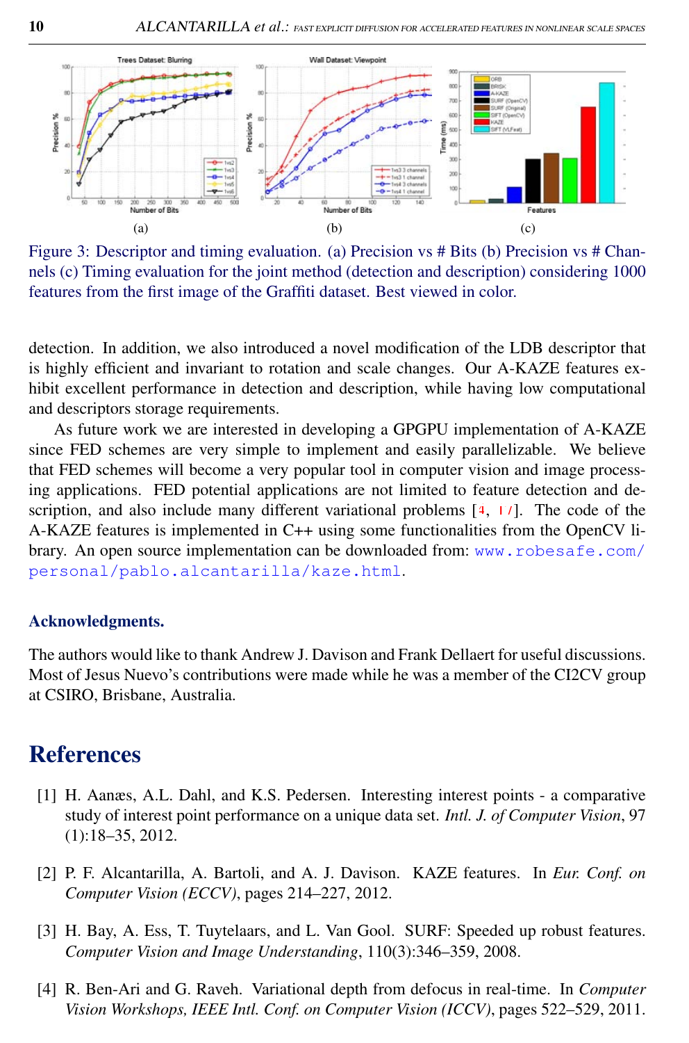Trees Dataset: Blurring

Precision %

Number of Bits

1vs2
1vs3
1vs4
1vs5
1vs6

(a)

Wall Dataset: Viewpoint

Precision %

Number of Bits

1vs3 3 channels
1vs3 1 channel
1vs4 3 channels
1vs4 1 channel

(b)

Time (ms)

Features

ORB
BRISK
A-KAZE
SURF (OpenCV)
SURF (Original)
SIFT (OpenCV)
KAZE
SIFT (VLFeat)

(c)

Figure 3: Descriptor and timing evaluation. (a) Precision vs # Bits (b) Precision vs # Channels (c) Timing evaluation for the joint method (detection and description) considering 1000 features from the first image of the Graffiti dataset. Best viewed in color.

detection. In addition, we also introduced a novel modification of the LDB descriptor that is highly efficient and invariant to rotation and scale changes. Our A-KAZE features exhibit excellent performance in detection and description, while having low computational and descriptors storage requirements.

As future work we are interested in developing a GPGPU implementation of A-KAZE since FED schemes are very simple to implement and easily parallelizable. We believe that FED schemes will become a very popular tool in computer vision and image processing applications. FED potential applications are not limited to feature detection and description, and also include many different variational problems [4, 17]. The code of the A-KAZE features is implemented in C++ using some functionalities from the OpenCV library. An open source implementation can be downloaded from: www.robesafe.com/personal/pablo.alcantarilla/kaze.html.

### Acknowledgments.

The authors would like to thank Andrew J. Davison and Frank Dellaert for useful discussions. Most of Jesus Nuevo's contributions were made while he was a member of the CI2CV group at CSIRO, Brisbane, Australia.

## References

[1] H. Aanæs, A.L. Dahl, and K.S. Pedersen. Interesting interest points - a comparative study of interest point performance on a unique data set. *Intl. J. of Computer Vision*, 97 (1):18–35, 2012.

[2] P. F. Alcantarilla, A. Bartoli, and A. J. Davison. KAZE features. In *Eur. Conf. on Computer Vision (ECCV)*, pages 214–227, 2012.

[3] H. Bay, A. Ess, T. Tuytelaars, and L. Van Gool. SURF: Speeded up robust features. *Computer Vision and Image Understanding*, 110(3):346–359, 2008.

[4] R. Ben-Ari and G. Raveh. Variational depth from defocus in real-time. In *Computer Vision Workshops, IEEE Intl. Conf. on Computer Vision (ICCV)*, pages 522–529, 2011.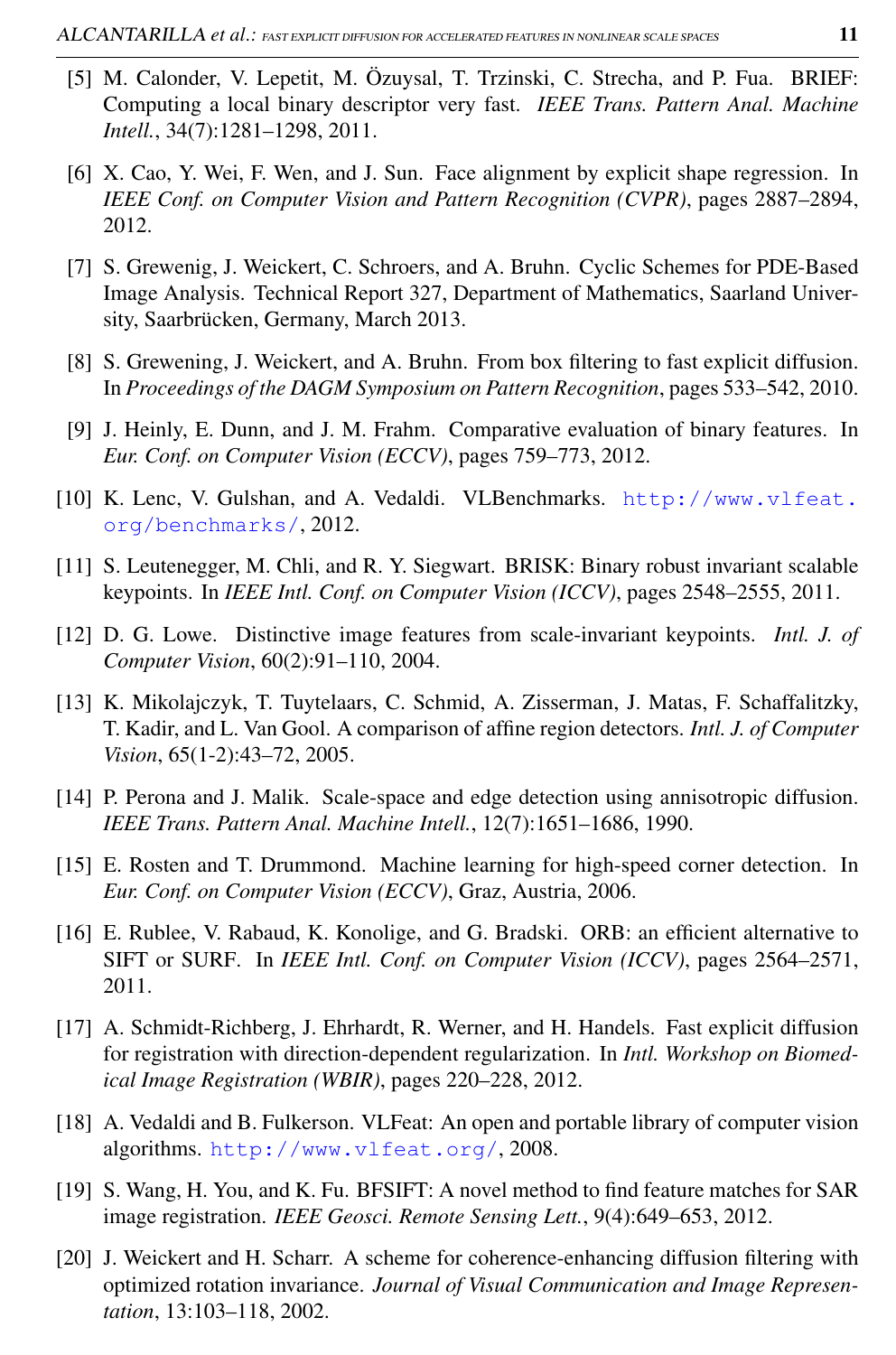[5] M. Calonder, V. Lepetit, M. Özuysal, T. Trzinski, C. Strecha, and P. Fua. BRIEF: Computing a local binary descriptor very fast. *IEEE Trans. Pattern Anal. Machine Intell.*, 34(7):1281–1298, 2011.

[6] X. Cao, Y. Wei, F. Wen, and J. Sun. Face alignment by explicit shape regression. In *IEEE Conf. on Computer Vision and Pattern Recognition (CVPR)*, pages 2887–2894, 2012.

[7] S. Grewenig, J. Weickert, C. Schroers, and A. Bruhn. Cyclic Schemes for PDE-Based Image Analysis. Technical Report 327, Department of Mathematics, Saarland University, Saarbrücken, Germany, March 2013.

[8] S. Grewening, J. Weickert, and A. Bruhn. From box filtering to fast explicit diffusion. In *Proceedings of the DAGM Symposium on Pattern Recognition*, pages 533–542, 2010.

[9] J. Heinly, E. Dunn, and J. M. Frahm. Comparative evaluation of binary features. In *Eur. Conf. on Computer Vision (ECCV)*, pages 759–773, 2012.

[10] K. Lenc, V. Gulshan, and A. Vedaldi. VLBenchmarks. http://www.vlfeat.org/benchmarks/, 2012.

[11] S. Leutenegger, M. Chli, and R. Y. Siegwart. BRISK: Binary robust invariant scalable keypoints. In *IEEE Intl. Conf. on Computer Vision (ICCV)*, pages 2548–2555, 2011.

[12] D. G. Lowe. Distinctive image features from scale-invariant keypoints. *Intl. J. of Computer Vision*, 60(2):91–110, 2004.

[13] K. Mikolajczyk, T. Tuytelaars, C. Schmid, A. Zisserman, J. Matas, F. Schaffalitzky, T. Kadir, and L. Van Gool. A comparison of affine region detectors. *Intl. J. of Computer Vision*, 65(1-2):43–72, 2005.

[14] P. Perona and J. Malik. Scale-space and edge detection using annisotropic diffusion. *IEEE Trans. Pattern Anal. Machine Intell.*, 12(7):1651–1686, 1990.

[15] E. Rosten and T. Drummond. Machine learning for high-speed corner detection. In *Eur. Conf. on Computer Vision (ECCV)*, Graz, Austria, 2006.

[16] E. Rublee, V. Rabaud, K. Konolige, and G. Bradski. ORB: an efficient alternative to SIFT or SURF. In *IEEE Intl. Conf. on Computer Vision (ICCV)*, pages 2564–2571, 2011.

[17] A. Schmidt-Richberg, J. Ehrhardt, R. Werner, and H. Handels. Fast explicit diffusion for registration with direction-dependent regularization. In *Intl. Workshop on Biomedical Image Registration (WBIR)*, pages 220–228, 2012.

[18] A. Vedaldi and B. Fulkerson. VLFeat: An open and portable library of computer vision algorithms. http://www.vlfeat.org/, 2008.

[19] S. Wang, H. You, and K. Fu. BFSIFT: A novel method to find feature matches for SAR image registration. *IEEE Geosci. Remote Sensing Lett.*, 9(4):649–653, 2012.

[20] J. Weickert and H. Scharr. A scheme for coherence-enhancing diffusion filtering with optimized rotation invariance. *Journal of Visual Communication and Image Representation*, 13:103–118, 2002.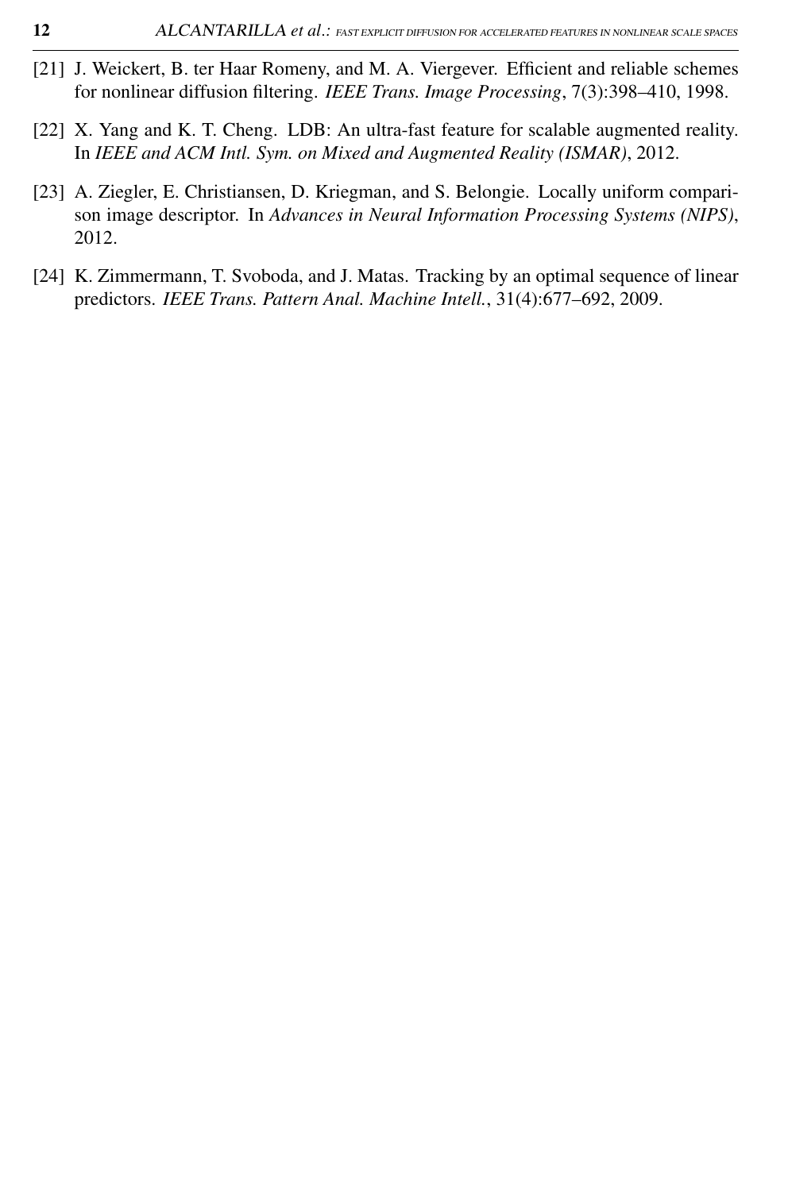[21] J. Weickert, B. ter Haar Romeny, and M. A. Viergever. Efficient and reliable schemes for nonlinear diffusion filtering. *IEEE Trans. Image Processing*, 7(3):398–410, 1998.

[22] X. Yang and K. T. Cheng. LDB: An ultra-fast feature for scalable augmented reality. In *IEEE and ACM Intl. Sym. on Mixed and Augmented Reality (ISMAR)*, 2012.

[23] A. Ziegler, E. Christiansen, D. Kriegman, and S. Belongie. Locally uniform comparison image descriptor. In *Advances in Neural Information Processing Systems (NIPS)*, 2012.

[24] K. Zimmermann, T. Svoboda, and J. Matas. Tracking by an optimal sequence of linear predictors. *IEEE Trans. Pattern Anal. Machine Intell.*, 31(4):677–692, 2009.